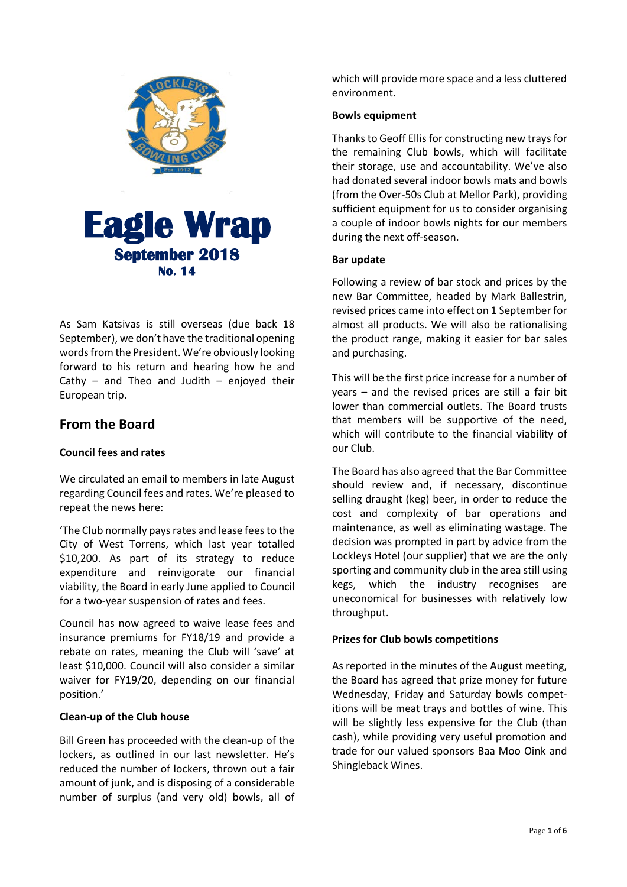# Eagle Wrap

**September 2018**

**No. 14**

As Sam Katsivas is still overseas (due back 18 September), we don't have the traditional opening words from the President. We're obviously looking forward to his return and hearing how he and Cathy – and Theo and Judith – enjoyed their European trip.

## From the Board

### Council fees and rates

We circulated an email to members in late August regarding Council fees and rates. We're pleased to repeat the news here:

'The Club normally pays rates and lease fees to the City of West Torrens, which last year totalled $10,200. As part of its strategy to reduce expenditure and reinvigorate our financial viability, the Board in early June applied to Council for a two-year suspension of rates and fees.

Council has now agreed to waive lease fees and insurance premiums for FY18/19 and provide a rebate on rates, meaning the Club will 'save' at least $10,000. Council will also consider a similar waiver for FY19/20, depending on our financial position.'

### Clean-up of the Club house

Bill Green has proceeded with the clean-up of the lockers, as outlined in our last newsletter. He's reduced the number of lockers, thrown out a fair amount of junk, and is disposing of a considerable number of surplus (and very old) bowls, all of which will provide more space and a less cluttered environment.

### Bowls equipment

Thanks to Geoff Ellis for constructing new trays for the remaining Club bowls, which will facilitate their storage, use and accountability. We've also had donated several indoor bowls mats and bowls (from the Over-50s Club at Mellor Park), providing sufficient equipment for us to consider organising a couple of indoor bowls nights for our members during the next off-season.

### Bar update

Following a review of bar stock and prices by the new Bar Committee, headed by Mark Ballestrin, revised prices came into effect on 1 September for almost all products. We will also be rationalising the product range, making it easier for bar sales and purchasing.

This will be the first price increase for a number of years – and the revised prices are still a fair bit lower than commercial outlets. The Board trusts that members will be supportive of the need, which will contribute to the financial viability of our Club.

The Board has also agreed that the Bar Committee should review and, if necessary, discontinue selling draught (keg) beer, in order to reduce the cost and complexity of bar operations and maintenance, as well as eliminating wastage. The decision was prompted in part by advice from the Lockleys Hotel (our supplier) that we are the only sporting and community club in the area still using kegs, which the industry recognises are uneconomical for businesses with relatively low throughput.

### Prizes for Club bowls competitions

As reported in the minutes of the August meeting, the Board has agreed that prize money for future Wednesday, Friday and Saturday bowls competitions will be meat trays and bottles of wine. This will be slightly less expensive for the Club (than cash), while providing very useful promotion and trade for our valued sponsors Baa Moo Oink and Shingleback Wines.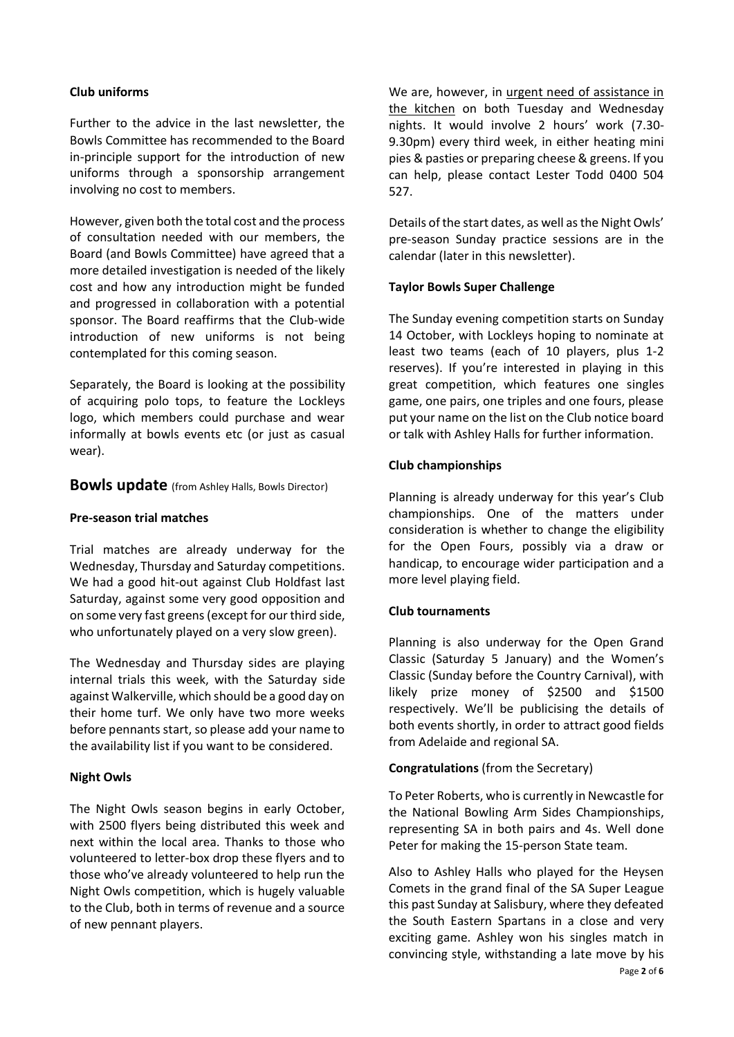### Club uniforms

Further to the advice in the last newsletter, the Bowls Committee has recommended to the Board in-principle support for the introduction of new uniforms through a sponsorship arrangement involving no cost to members.

However, given both the total cost and the process of consultation needed with our members, the Board (and Bowls Committee) have agreed that a more detailed investigation is needed of the likely cost and how any introduction might be funded and progressed in collaboration with a potential sponsor. The Board reaffirms that the Club-wide introduction of new uniforms is not being contemplated for this coming season.

Separately, the Board is looking at the possibility of acquiring polo tops, to feature the Lockleys logo, which members could purchase and wear informally at bowls events etc (or just as casual wear).

## Bowls update (from Ashley Halls, Bowls Director)

### Pre-season trial matches

Trial matches are already underway for the Wednesday, Thursday and Saturday competitions. We had a good hit-out against Club Holdfast last Saturday, against some very good opposition and on some very fast greens (except for our third side, who unfortunately played on a very slow green).

The Wednesday and Thursday sides are playing internal trials this week, with the Saturday side against Walkerville, which should be a good day on their home turf. We only have two more weeks before pennants start, so please add your name to the availability list if you want to be considered.

### Night Owls

The Night Owls season begins in early October, with 2500 flyers being distributed this week and next within the local area. Thanks to those who volunteered to letter-box drop these flyers and to those who've already volunteered to help run the Night Owls competition, which is hugely valuable to the Club, both in terms of revenue and a source of new pennant players.

We are, however, in urgent need of assistance in the kitchen on both Tuesday and Wednesday nights. It would involve 2 hours' work (7.30-9.30pm) every third week, in either heating mini pies & pasties or preparing cheese & greens. If you can help, please contact Lester Todd 0400 504 527.

Details of the start dates, as well as the Night Owls' pre-season Sunday practice sessions are in the calendar (later in this newsletter).

### Taylor Bowls Super Challenge

The Sunday evening competition starts on Sunday 14 October, with Lockleys hoping to nominate at least two teams (each of 10 players, plus 1-2 reserves). If you're interested in playing in this great competition, which features one singles game, one pairs, one triples and one fours, please put your name on the list on the Club notice board or talk with Ashley Halls for further information.

### Club championships

Planning is already underway for this year's Club championships. One of the matters under consideration is whether to change the eligibility for the Open Fours, possibly via a draw or handicap, to encourage wider participation and a more level playing field.

### Club tournaments

Planning is also underway for the Open Grand Classic (Saturday 5 January) and the Women's Classic (Sunday before the Country Carnival), with likely prize money of $2500 and $1500 respectively. We'll be publicising the details of both events shortly, in order to attract good fields from Adelaide and regional SA.

**Congratulations** (from the Secretary)

To Peter Roberts, who is currently in Newcastle for the National Bowling Arm Sides Championships, representing SA in both pairs and 4s. Well done Peter for making the 15-person State team.

Also to Ashley Halls who played for the Heysen Comets in the grand final of the SA Super League this past Sunday at Salisbury, where they defeated the South Eastern Spartans in a close and very exciting game. Ashley won his singles match in convincing style, withstanding a late move by his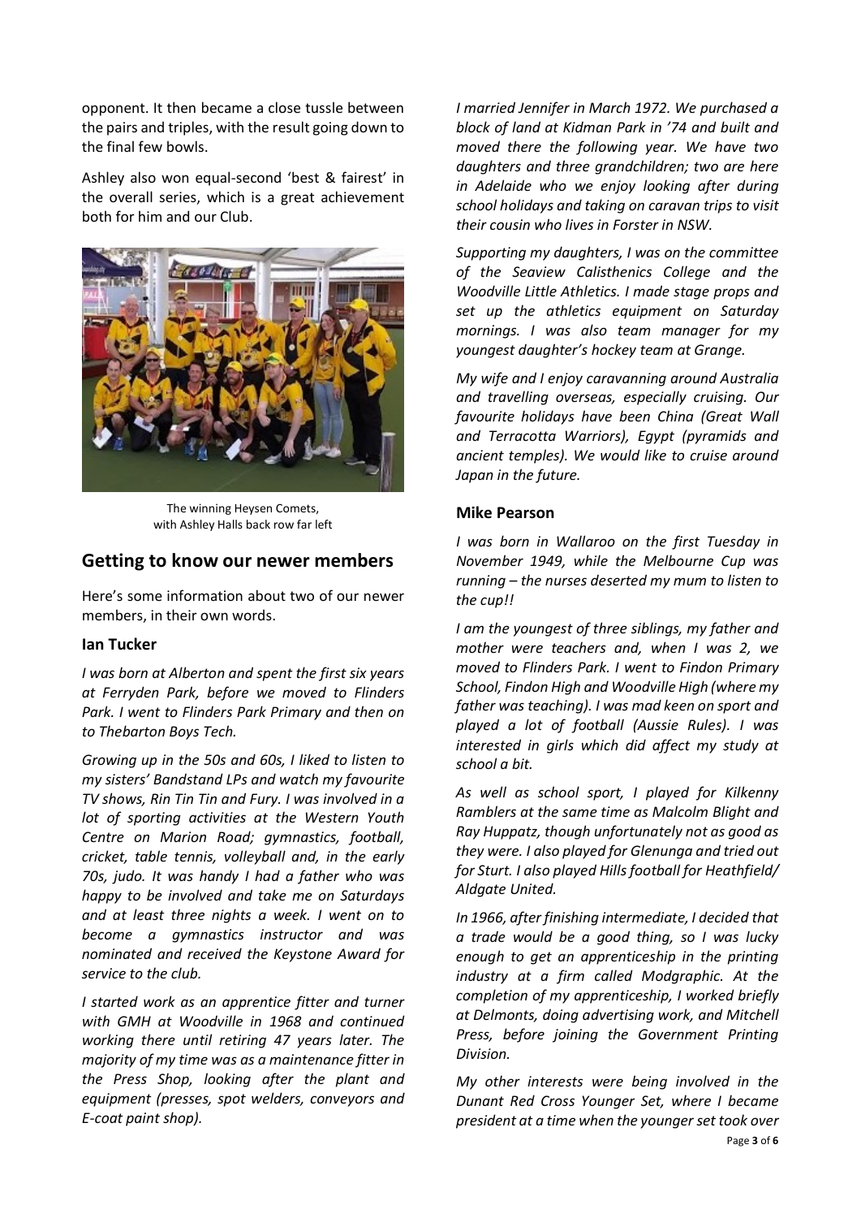opponent. It then became a close tussle between the pairs and triples, with the result going down to the final few bowls.

Ashley also won equal-second 'best & fairest' in the overall series, which is a great achievement both for him and our Club.

The winning Heysen Comets, with Ashley Halls back row far left

## Getting to know our newer members

Here's some information about two of our newer members, in their own words.

### Ian Tucker

*I was born at Alberton and spent the first six years at Ferryden Park, before we moved to Flinders Park. I went to Flinders Park Primary and then on to Thebarton Boys Tech.*

*Growing up in the 50s and 60s, I liked to listen to my sisters' Bandstand LPs and watch my favourite TV shows, Rin Tin Tin and Fury. I was involved in a lot of sporting activities at the Western Youth Centre on Marion Road; gymnastics, football, cricket, table tennis, volleyball and, in the early 70s, judo. It was handy I had a father who was happy to be involved and take me on Saturdays and at least three nights a week. I went on to become a gymnastics instructor and was nominated and received the Keystone Award for service to the club.*

*I started work as an apprentice fitter and turner with GMH at Woodville in 1968 and continued working there until retiring 47 years later. The majority of my time was as a maintenance fitter in the Press Shop, looking after the plant and equipment (presses, spot welders, conveyors and E-coat paint shop).*

*I married Jennifer in March 1972. We purchased a block of land at Kidman Park in '74 and built and moved there the following year. We have two daughters and three grandchildren; two are here in Adelaide who we enjoy looking after during school holidays and taking on caravan trips to visit their cousin who lives in Forster in NSW.*

*Supporting my daughters, I was on the committee of the Seaview Calisthenics College and the Woodville Little Athletics. I made stage props and set up the athletics equipment on Saturday mornings. I was also team manager for my youngest daughter's hockey team at Grange.*

*My wife and I enjoy caravanning around Australia and travelling overseas, especially cruising. Our favourite holidays have been China (Great Wall and Terracotta Warriors), Egypt (pyramids and ancient temples). We would like to cruise around Japan in the future.*

### Mike Pearson

*I was born in Wallaroo on the first Tuesday in November 1949, while the Melbourne Cup was running – the nurses deserted my mum to listen to the cup!!*

*I am the youngest of three siblings, my father and mother were teachers and, when I was 2, we moved to Flinders Park. I went to Findon Primary School, Findon High and Woodville High (where my father was teaching). I was mad keen on sport and played a lot of football (Aussie Rules). I was interested in girls which did affect my study at school a bit.*

*As well as school sport, I played for Kilkenny Ramblers at the same time as Malcolm Blight and Ray Huppatz, though unfortunately not as good as they were. I also played for Glenunga and tried out for Sturt. I also played Hills football for Heathfield/ Aldgate United.*

*In 1966, after finishing intermediate, I decided that a trade would be a good thing, so I was lucky enough to get an apprenticeship in the printing industry at a firm called Modgraphic. At the completion of my apprenticeship, I worked briefly at Delmonts, doing advertising work, and Mitchell Press, before joining the Government Printing Division.*

*My other interests were being involved in the Dunant Red Cross Younger Set, where I became president at a time when the younger set took over*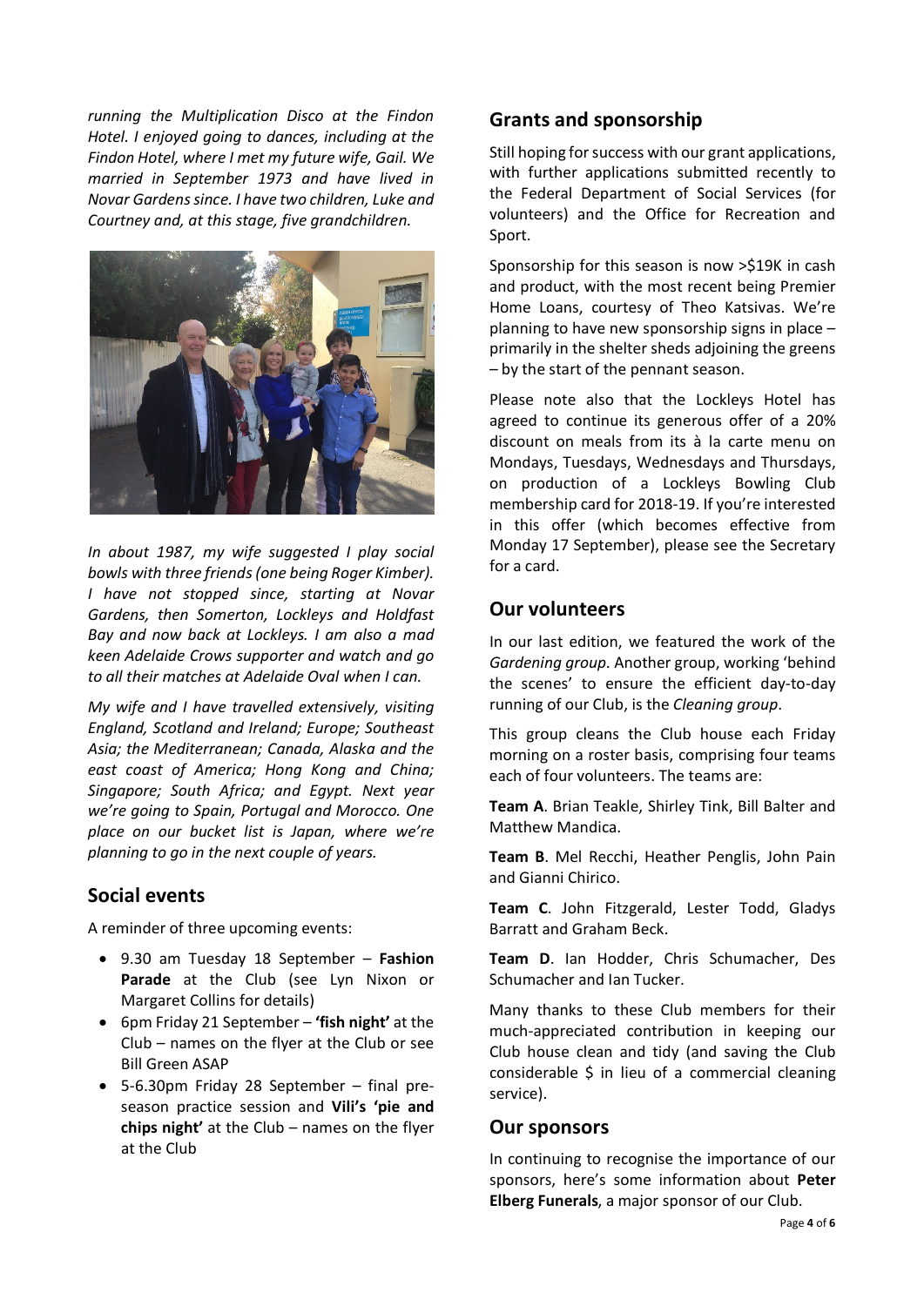*running the Multiplication Disco at the Findon Hotel. I enjoyed going to dances, including at the Findon Hotel, where I met my future wife, Gail. We married in September 1973 and have lived in Novar Gardens since. I have two children, Luke and Courtney and, at this stage, five grandchildren.*

*In about 1987, my wife suggested I play social bowls with three friends (one being Roger Kimber). I have not stopped since, starting at Novar Gardens, then Somerton, Lockleys and Holdfast Bay and now back at Lockleys. I am also a mad keen Adelaide Crows supporter and watch and go to all their matches at Adelaide Oval when I can.*

*My wife and I have travelled extensively, visiting England, Scotland and Ireland; Europe; Southeast Asia; the Mediterranean; Canada, Alaska and the east coast of America; Hong Kong and China; Singapore; South Africa; and Egypt. Next year we're going to Spain, Portugal and Morocco. One place on our bucket list is Japan, where we're planning to go in the next couple of years.*

## Social events

A reminder of three upcoming events:

- 9.30 am Tuesday 18 September – **Fashion Parade** at the Club (see Lyn Nixon or Margaret Collins for details)
- 6pm Friday 21 September – **'fish night'** at the Club – names on the flyer at the Club or see Bill Green ASAP
- 5-6.30pm Friday 28 September – final pre-season practice session and **Vili's 'pie and chips night'** at the Club – names on the flyer at the Club

## Grants and sponsorship

Still hoping for success with our grant applications, with further applications submitted recently to the Federal Department of Social Services (for volunteers) and the Office for Recreation and Sport.

Sponsorship for this season is now >$19K in cash and product, with the most recent being Premier Home Loans, courtesy of Theo Katsivas. We're planning to have new sponsorship signs in place – primarily in the shelter sheds adjoining the greens – by the start of the pennant season.

Please note also that the Lockleys Hotel has agreed to continue its generous offer of a 20% discount on meals from its à la carte menu on Mondays, Tuesdays, Wednesdays and Thursdays, on production of a Lockleys Bowling Club membership card for 2018-19. If you're interested in this offer (which becomes effective from Monday 17 September), please see the Secretary for a card.

## Our volunteers

In our last edition, we featured the work of the *Gardening group*. Another group, working 'behind the scenes' to ensure the efficient day-to-day running of our Club, is the *Cleaning group*.

This group cleans the Club house each Friday morning on a roster basis, comprising four teams each of four volunteers. The teams are:

**Team A**. Brian Teakle, Shirley Tink, Bill Balter and Matthew Mandica.

**Team B**. Mel Recchi, Heather Penglis, John Pain and Gianni Chirico.

**Team C**. John Fitzgerald, Lester Todd, Gladys Barratt and Graham Beck.

**Team D**. Ian Hodder, Chris Schumacher, Des Schumacher and Ian Tucker.

Many thanks to these Club members for their much-appreciated contribution in keeping our Club house clean and tidy (and saving the Club considerable $ in lieu of a commercial cleaning service).

## Our sponsors

In continuing to recognise the importance of our sponsors, here's some information about **Peter Elberg Funerals**, a major sponsor of our Club.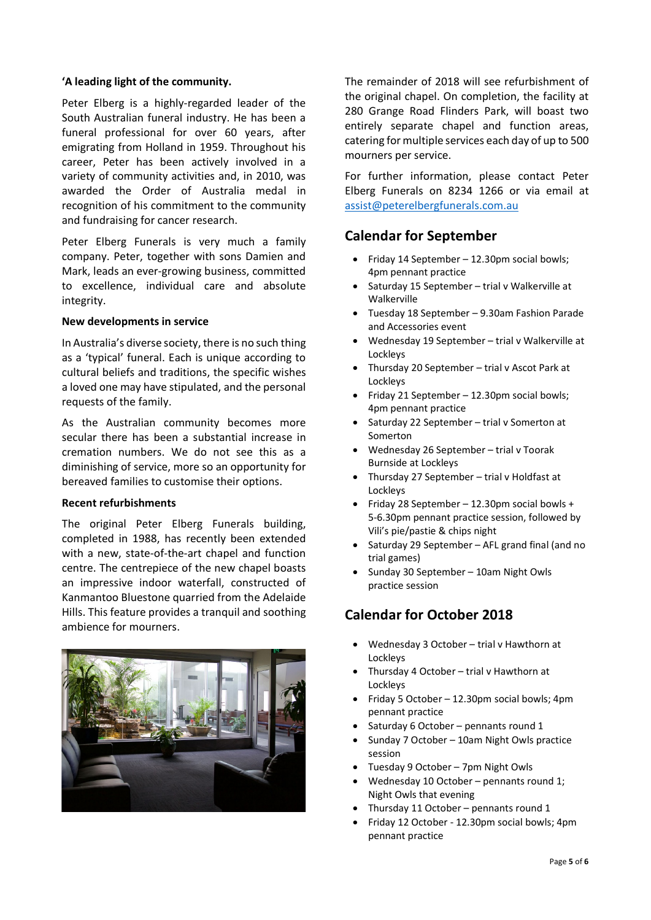**'A leading light of the community.**

Peter Elberg is a highly-regarded leader of the South Australian funeral industry. He has been a funeral professional for over 60 years, after emigrating from Holland in 1959. Throughout his career, Peter has been actively involved in a variety of community activities and, in 2010, was awarded the Order of Australia medal in recognition of his commitment to the community and fundraising for cancer research.

Peter Elberg Funerals is very much a family company. Peter, together with sons Damien and Mark, leads an ever-growing business, committed to excellence, individual care and absolute integrity.

**New developments in service**

In Australia's diverse society, there is no such thing as a 'typical' funeral. Each is unique according to cultural beliefs and traditions, the specific wishes a loved one may have stipulated, and the personal requests of the family.

As the Australian community becomes more secular there has been a substantial increase in cremation numbers. We do not see this as a diminishing of service, more so an opportunity for bereaved families to customise their options.

**Recent refurbishments**

The original Peter Elberg Funerals building, completed in 1988, has recently been extended with a new, state-of-the-art chapel and function centre. The centrepiece of the new chapel boasts an impressive indoor waterfall, constructed of Kanmantoo Bluestone quarried from the Adelaide Hills. This feature provides a tranquil and soothing ambience for mourners.

The remainder of 2018 will see refurbishment of the original chapel. On completion, the facility at 280 Grange Road Flinders Park, will boast two entirely separate chapel and function areas, catering for multiple services each day of up to 500 mourners per service.

For further information, please contact Peter Elberg Funerals on 8234 1266 or via email at assist@peterelbergfunerals.com.au

## Calendar for September

- Friday 14 September – 12.30pm social bowls; 4pm pennant practice
- Saturday 15 September – trial v Walkerville at Walkerville
- Tuesday 18 September – 9.30am Fashion Parade and Accessories event
- Wednesday 19 September – trial v Walkerville at Lockleys
- Thursday 20 September – trial v Ascot Park at Lockleys
- Friday 21 September – 12.30pm social bowls; 4pm pennant practice
- Saturday 22 September – trial v Somerton at Somerton
- Wednesday 26 September – trial v Toorak Burnside at Lockleys
- Thursday 27 September – trial v Holdfast at Lockleys
- Friday 28 September – 12.30pm social bowls + 5-6.30pm pennant practice session, followed by Vili's pie/pastie & chips night
- Saturday 29 September – AFL grand final (and no trial games)
- Sunday 30 September – 10am Night Owls practice session

## Calendar for October 2018

- Wednesday 3 October – trial v Hawthorn at Lockleys
- Thursday 4 October – trial v Hawthorn at Lockleys
- Friday 5 October – 12.30pm social bowls; 4pm pennant practice
- Saturday 6 October – pennants round 1
- Sunday 7 October – 10am Night Owls practice session
- Tuesday 9 October – 7pm Night Owls
- Wednesday 10 October – pennants round 1; Night Owls that evening
- Thursday 11 October – pennants round 1
- Friday 12 October - 12.30pm social bowls; 4pm pennant practice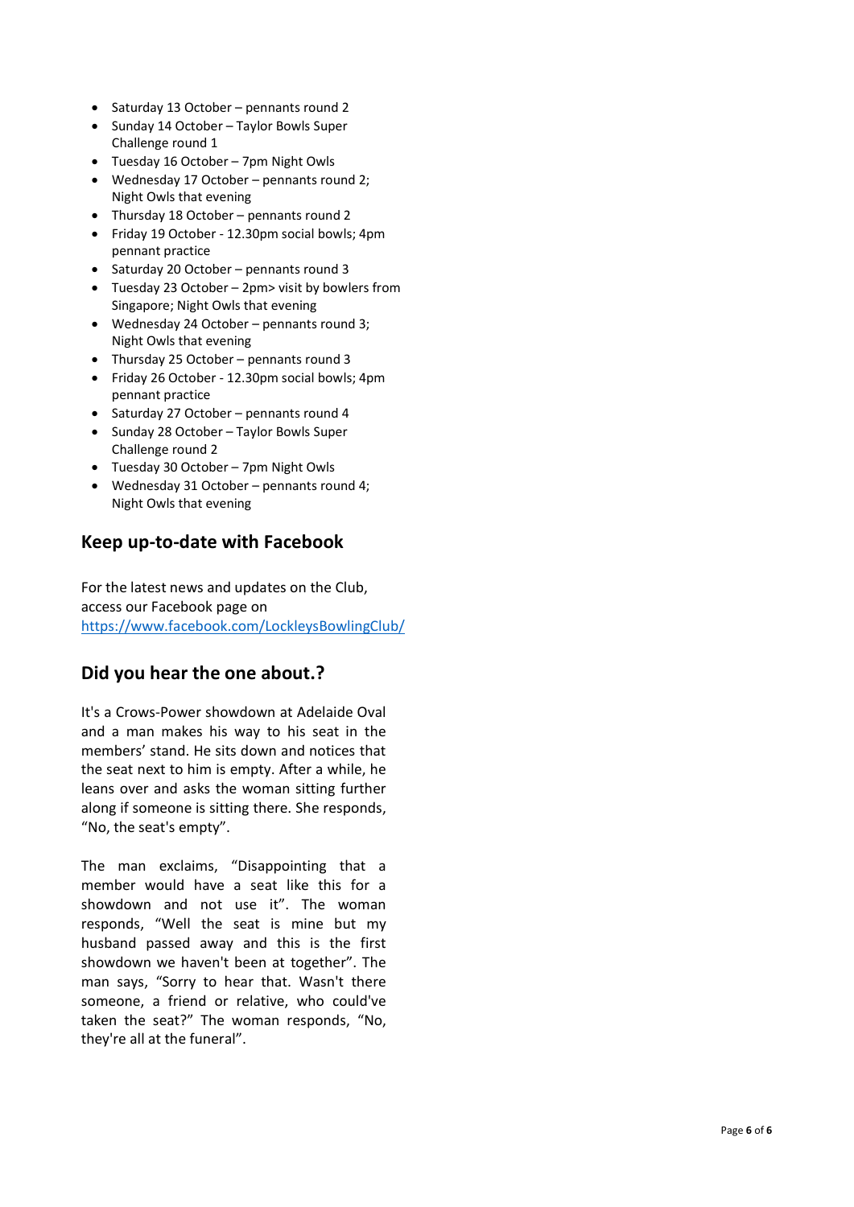- Saturday 13 October – pennants round 2
- Sunday 14 October – Taylor Bowls Super Challenge round 1
- Tuesday 16 October – 7pm Night Owls
- Wednesday 17 October – pennants round 2; Night Owls that evening
- Thursday 18 October – pennants round 2
- Friday 19 October - 12.30pm social bowls; 4pm pennant practice
- Saturday 20 October – pennants round 3
- Tuesday 23 October – 2pm> visit by bowlers from Singapore; Night Owls that evening
- Wednesday 24 October – pennants round 3; Night Owls that evening
- Thursday 25 October – pennants round 3
- Friday 26 October - 12.30pm social bowls; 4pm pennant practice
- Saturday 27 October – pennants round 4
- Sunday 28 October – Taylor Bowls Super Challenge round 2
- Tuesday 30 October – 7pm Night Owls
- Wednesday 31 October – pennants round 4; Night Owls that evening

## Keep up-to-date with Facebook

For the latest news and updates on the Club, access our Facebook page on https://www.facebook.com/LockleysBowlingClub/

## Did you hear the one about.?

It's a Crows-Power showdown at Adelaide Oval and a man makes his way to his seat in the members' stand. He sits down and notices that the seat next to him is empty. After a while, he leans over and asks the woman sitting further along if someone is sitting there. She responds, "No, the seat's empty".

The man exclaims, "Disappointing that a member would have a seat like this for a showdown and not use it". The woman responds, "Well the seat is mine but my husband passed away and this is the first showdown we haven't been at together". The man says, "Sorry to hear that. Wasn't there someone, a friend or relative, who could've taken the seat?" The woman responds, "No, they're all at the funeral".